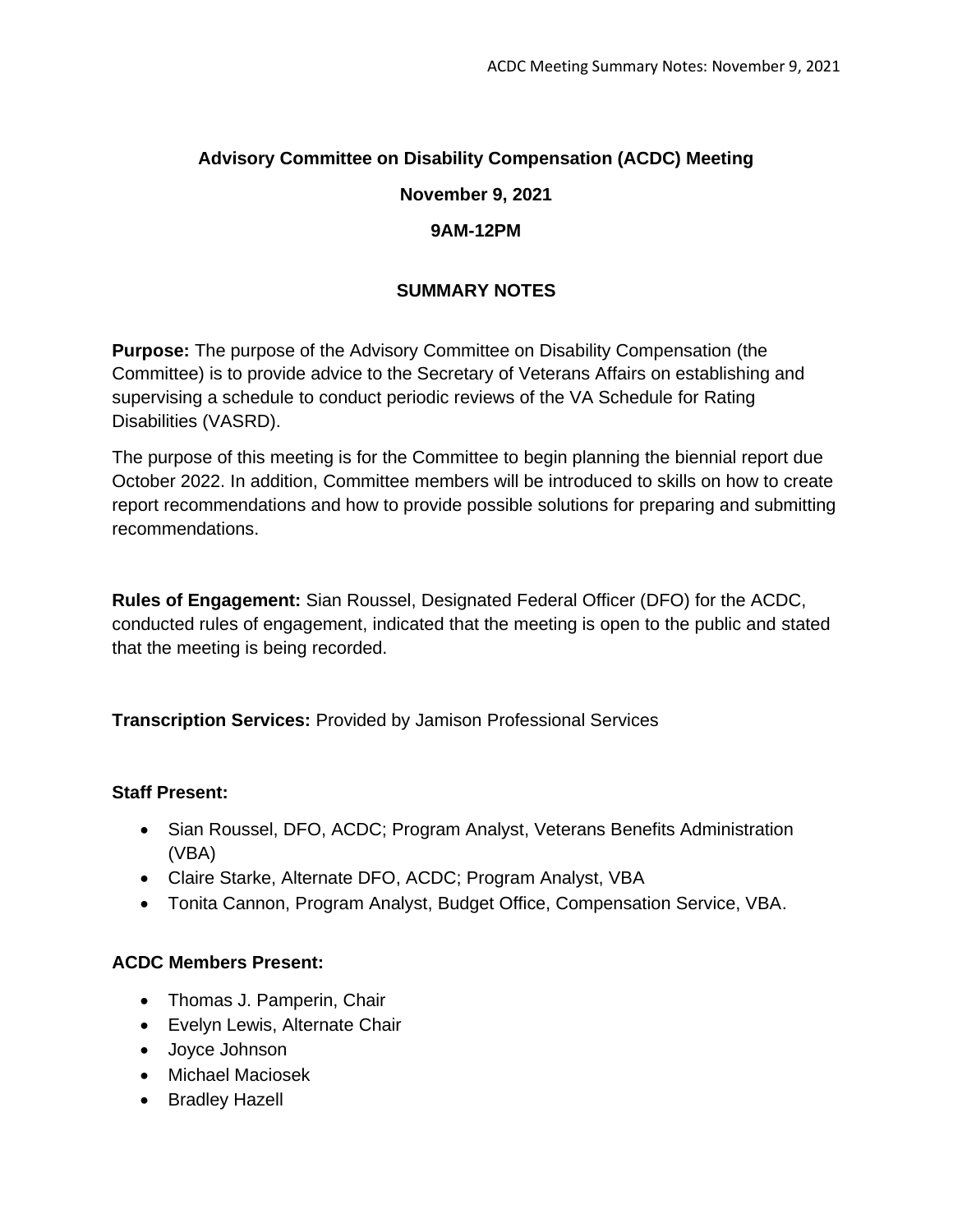**Advisory Committee on Disability Compensation (ACDC) Meeting**

**November 9, 2021**

**9AM-12PM**

**SUMMARY NOTES**

**Purpose:** The purpose of the Advisory Committee on Disability Compensation (the Committee) is to provide advice to the Secretary of Veterans Affairs on establishing and supervising a schedule to conduct periodic reviews of the VA Schedule for Rating Disabilities (VASRD).

The purpose of this meeting is for the Committee to begin planning the biennial report due October 2022. In addition, Committee members will be introduced to skills on how to create report recommendations and how to provide possible solutions for preparing and submitting recommendations.

**Rules of Engagement:** Sian Roussel, Designated Federal Officer (DFO) for the ACDC, conducted rules of engagement, indicated that the meeting is open to the public and stated that the meeting is being recorded.

**Transcription Services:** Provided by Jamison Professional Services

**Staff Present:**

- Sian Roussel, DFO, ACDC; Program Analyst, Veterans Benefits Administration (VBA)
- Claire Starke, Alternate DFO, ACDC; Program Analyst, VBA
- Tonita Cannon, Program Analyst, Budget Office, Compensation Service, VBA.

**ACDC Members Present:**

- Thomas J. Pamperin, Chair
- Evelyn Lewis, Alternate Chair
- Joyce Johnson
- Michael Maciosek
- Bradley Hazell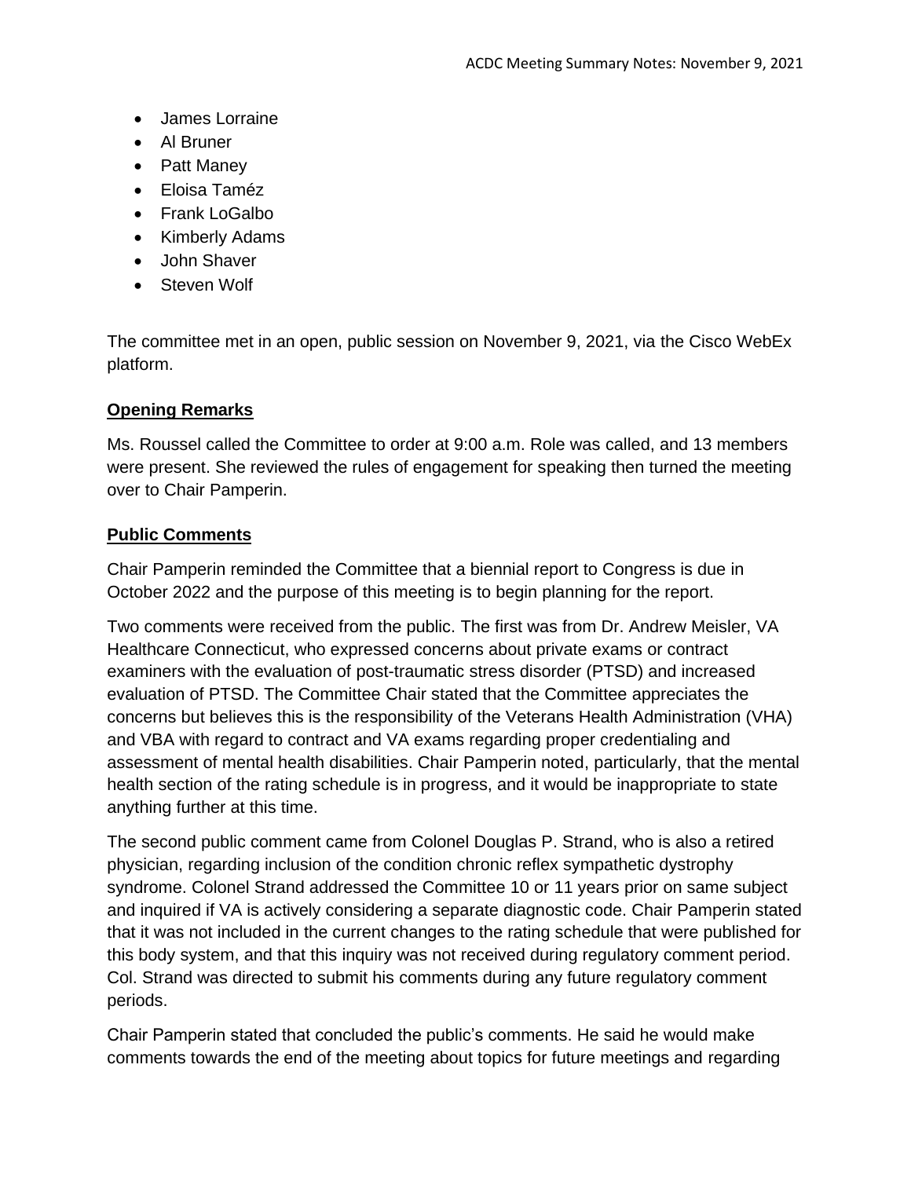- James Lorraine
- Al Bruner
- Patt Maney
- Eloisa Taméz
- Frank LoGalbo
- Kimberly Adams
- John Shaver
- Steven Wolf

The committee met in an open, public session on November 9, 2021, via the Cisco WebEx platform.

**Opening Remarks**

Ms. Roussel called the Committee to order at 9:00 a.m. Role was called, and 13 members were present. She reviewed the rules of engagement for speaking then turned the meeting over to Chair Pamperin.

**Public Comments**

Chair Pamperin reminded the Committee that a biennial report to Congress is due in October 2022 and the purpose of this meeting is to begin planning for the report.

Two comments were received from the public. The first was from Dr. Andrew Meisler, VA Healthcare Connecticut, who expressed concerns about private exams or contract examiners with the evaluation of post-traumatic stress disorder (PTSD) and increased evaluation of PTSD. The Committee Chair stated that the Committee appreciates the concerns but believes this is the responsibility of the Veterans Health Administration (VHA) and VBA with regard to contract and VA exams regarding proper credentialing and assessment of mental health disabilities. Chair Pamperin noted, particularly, that the mental health section of the rating schedule is in progress, and it would be inappropriate to state anything further at this time.

The second public comment came from Colonel Douglas P. Strand, who is also a retired physician, regarding inclusion of the condition chronic reflex sympathetic dystrophy syndrome. Colonel Strand addressed the Committee 10 or 11 years prior on same subject and inquired if VA is actively considering a separate diagnostic code. Chair Pamperin stated that it was not included in the current changes to the rating schedule that were published for this body system, and that this inquiry was not received during regulatory comment period. Col. Strand was directed to submit his comments during any future regulatory comment periods.

Chair Pamperin stated that concluded the public's comments. He said he would make comments towards the end of the meeting about topics for future meetings and regarding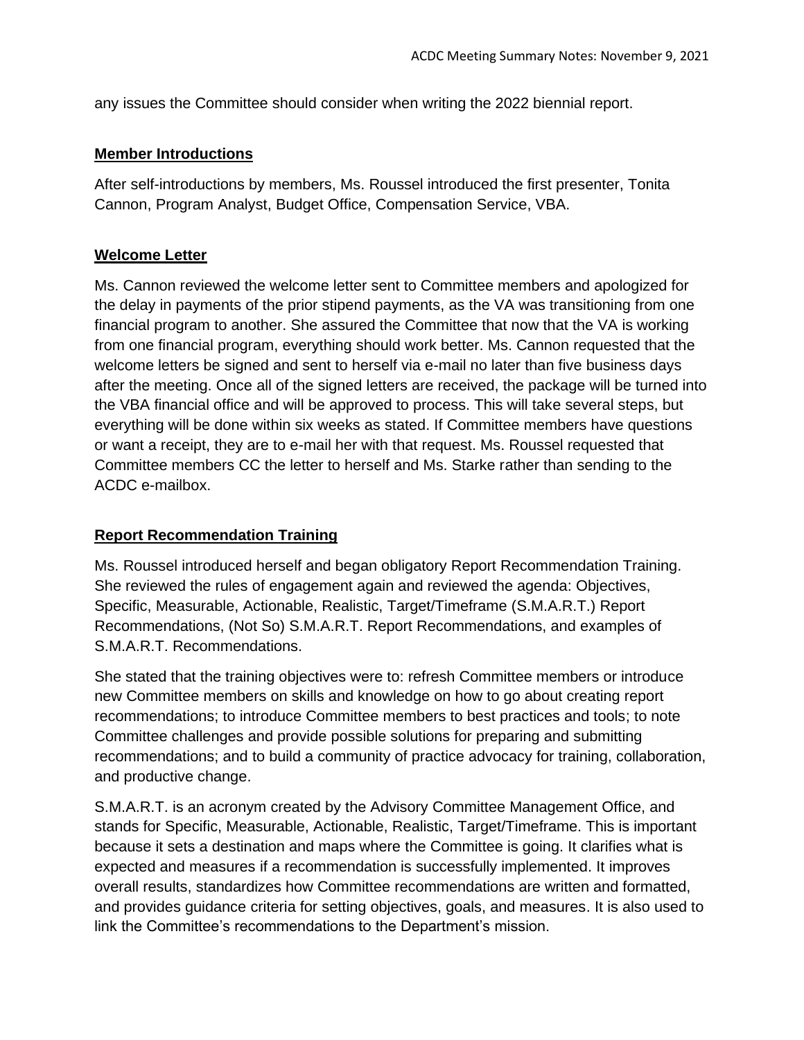any issues the Committee should consider when writing the 2022 biennial report.

## Member Introductions

After self-introductions by members, Ms. Roussel introduced the first presenter, Tonita Cannon, Program Analyst, Budget Office, Compensation Service, VBA.

## Welcome Letter

Ms. Cannon reviewed the welcome letter sent to Committee members and apologized for the delay in payments of the prior stipend payments, as the VA was transitioning from one financial program to another. She assured the Committee that now that the VA is working from one financial program, everything should work better. Ms. Cannon requested that the welcome letters be signed and sent to herself via e-mail no later than five business days after the meeting. Once all of the signed letters are received, the package will be turned into the VBA financial office and will be approved to process. This will take several steps, but everything will be done within six weeks as stated. If Committee members have questions or want a receipt, they are to e-mail her with that request. Ms. Roussel requested that Committee members CC the letter to herself and Ms. Starke rather than sending to the ACDC e-mailbox.

## Report Recommendation Training

Ms. Roussel introduced herself and began obligatory Report Recommendation Training. She reviewed the rules of engagement again and reviewed the agenda: Objectives, Specific, Measurable, Actionable, Realistic, Target/Timeframe (S.M.A.R.T.) Report Recommendations, (Not So) S.M.A.R.T. Report Recommendations, and examples of S.M.A.R.T. Recommendations.

She stated that the training objectives were to: refresh Committee members or introduce new Committee members on skills and knowledge on how to go about creating report recommendations; to introduce Committee members to best practices and tools; to note Committee challenges and provide possible solutions for preparing and submitting recommendations; and to build a community of practice advocacy for training, collaboration, and productive change.

S.M.A.R.T. is an acronym created by the Advisory Committee Management Office, and stands for Specific, Measurable, Actionable, Realistic, Target/Timeframe. This is important because it sets a destination and maps where the Committee is going. It clarifies what is expected and measures if a recommendation is successfully implemented. It improves overall results, standardizes how Committee recommendations are written and formatted, and provides guidance criteria for setting objectives, goals, and measures. It is also used to link the Committee's recommendations to the Department's mission.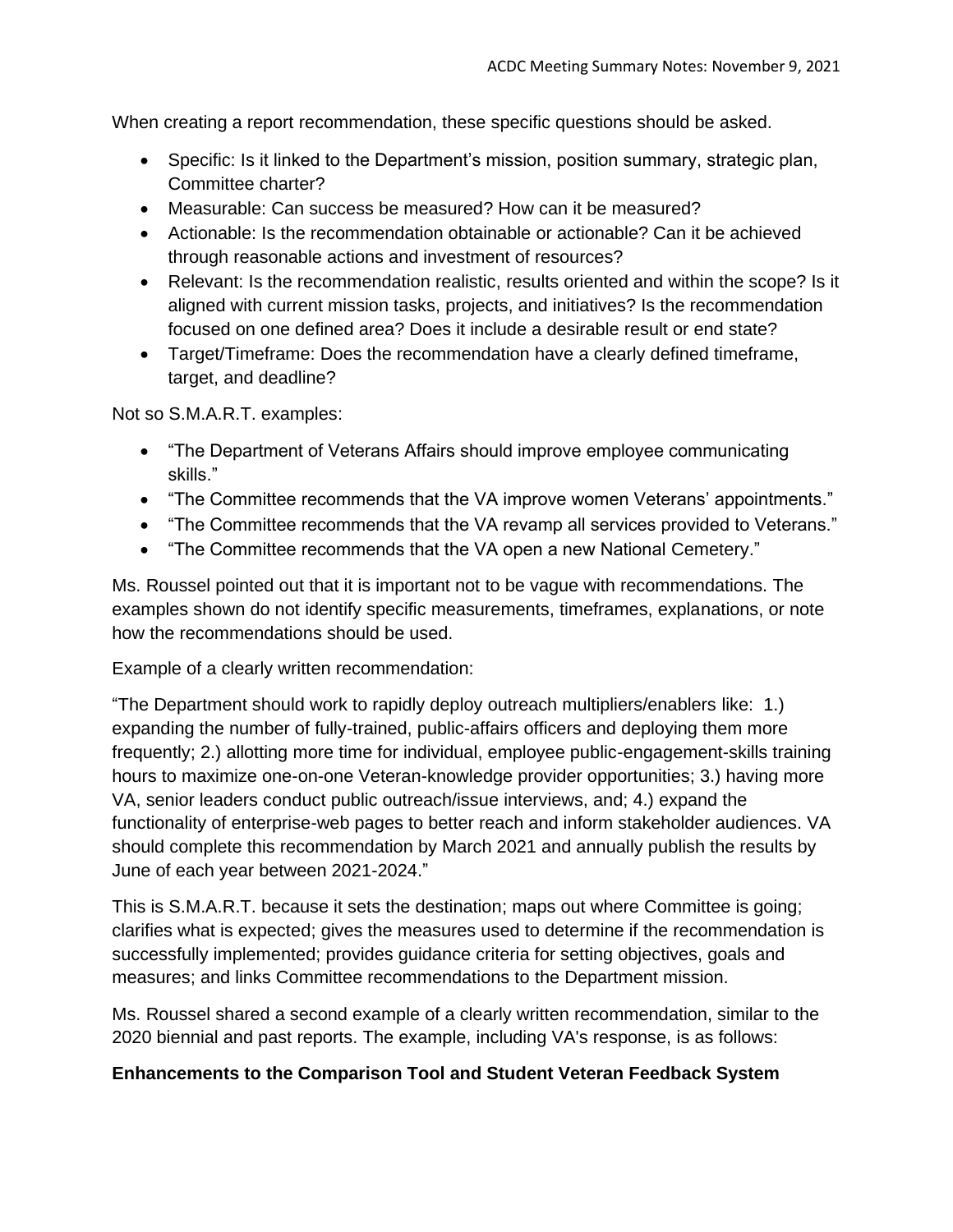When creating a report recommendation, these specific questions should be asked.

- Specific: Is it linked to the Department's mission, position summary, strategic plan, Committee charter?
- Measurable: Can success be measured? How can it be measured?
- Actionable: Is the recommendation obtainable or actionable? Can it be achieved through reasonable actions and investment of resources?
- Relevant: Is the recommendation realistic, results oriented and within the scope? Is it aligned with current mission tasks, projects, and initiatives? Is the recommendation focused on one defined area? Does it include a desirable result or end state?
- Target/Timeframe: Does the recommendation have a clearly defined timeframe, target, and deadline?

Not so S.M.A.R.T. examples:

- "The Department of Veterans Affairs should improve employee communicating skills."
- "The Committee recommends that the VA improve women Veterans' appointments."
- "The Committee recommends that the VA revamp all services provided to Veterans."
- "The Committee recommends that the VA open a new National Cemetery."

Ms. Roussel pointed out that it is important not to be vague with recommendations. The examples shown do not identify specific measurements, timeframes, explanations, or note how the recommendations should be used.

Example of a clearly written recommendation:

"The Department should work to rapidly deploy outreach multipliers/enablers like: 1.) expanding the number of fully-trained, public-affairs officers and deploying them more frequently; 2.) allotting more time for individual, employee public-engagement-skills training hours to maximize one-on-one Veteran-knowledge provider opportunities; 3.) having more VA, senior leaders conduct public outreach/issue interviews, and; 4.) expand the functionality of enterprise-web pages to better reach and inform stakeholder audiences. VA should complete this recommendation by March 2021 and annually publish the results by June of each year between 2021-2024."

This is S.M.A.R.T. because it sets the destination; maps out where Committee is going; clarifies what is expected; gives the measures used to determine if the recommendation is successfully implemented; provides guidance criteria for setting objectives, goals and measures; and links Committee recommendations to the Department mission.

Ms. Roussel shared a second example of a clearly written recommendation, similar to the 2020 biennial and past reports. The example, including VA's response, is as follows:

**Enhancements to the Comparison Tool and Student Veteran Feedback System**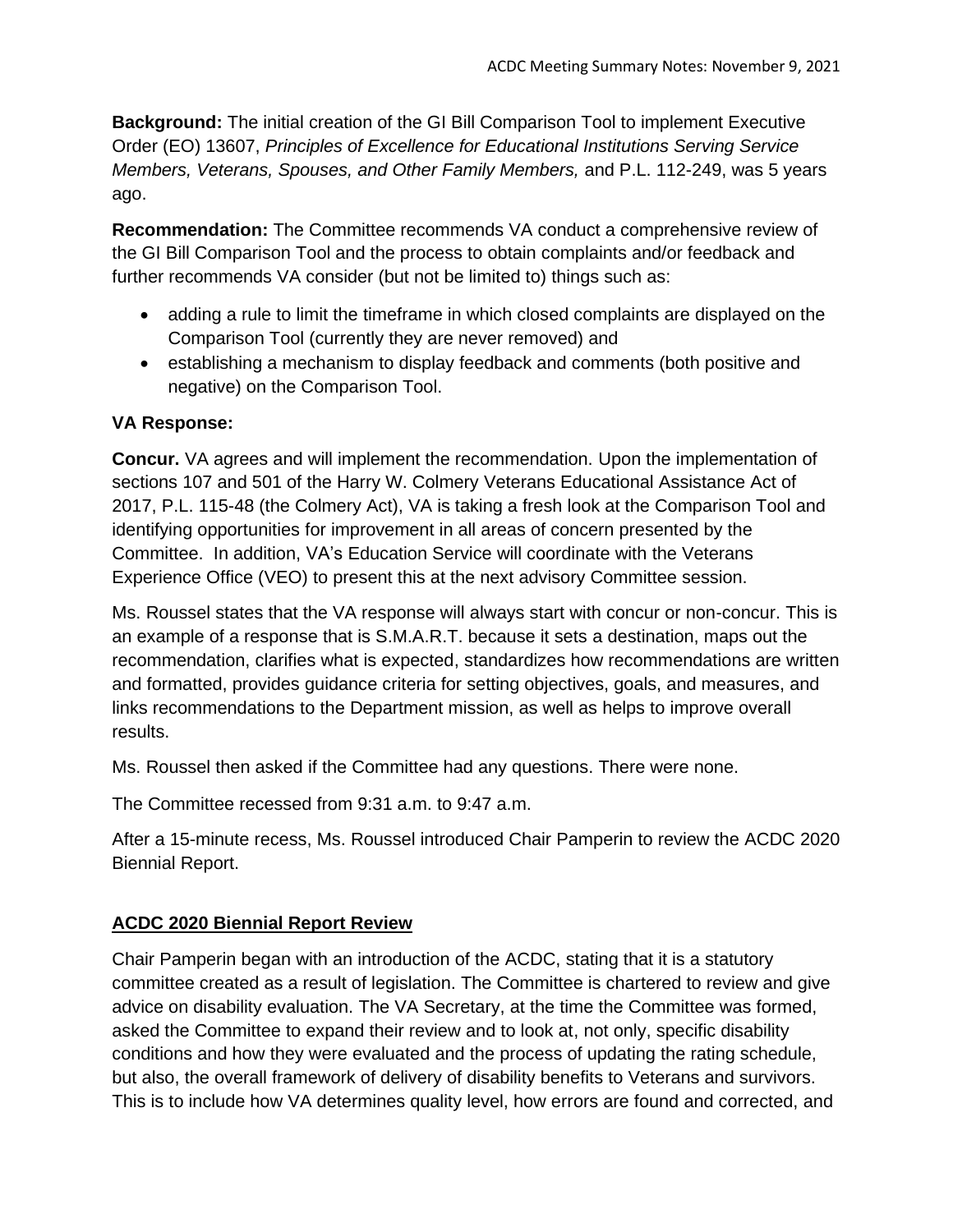**Background:** The initial creation of the GI Bill Comparison Tool to implement Executive Order (EO) 13607, *Principles of Excellence for Educational Institutions Serving Service Members, Veterans, Spouses, and Other Family Members,* and P.L. 112-249, was 5 years ago.

**Recommendation:** The Committee recommends VA conduct a comprehensive review of the GI Bill Comparison Tool and the process to obtain complaints and/or feedback and further recommends VA consider (but not be limited to) things such as:

- adding a rule to limit the timeframe in which closed complaints are displayed on the Comparison Tool (currently they are never removed) and
- establishing a mechanism to display feedback and comments (both positive and negative) on the Comparison Tool.

**VA Response:**

**Concur.** VA agrees and will implement the recommendation. Upon the implementation of sections 107 and 501 of the Harry W. Colmery Veterans Educational Assistance Act of 2017, P.L. 115-48 (the Colmery Act), VA is taking a fresh look at the Comparison Tool and identifying opportunities for improvement in all areas of concern presented by the Committee. In addition, VA's Education Service will coordinate with the Veterans Experience Office (VEO) to present this at the next advisory Committee session.

Ms. Roussel states that the VA response will always start with concur or non-concur. This is an example of a response that is S.M.A.R.T. because it sets a destination, maps out the recommendation, clarifies what is expected, standardizes how recommendations are written and formatted, provides guidance criteria for setting objectives, goals, and measures, and links recommendations to the Department mission, as well as helps to improve overall results.

Ms. Roussel then asked if the Committee had any questions. There were none.

The Committee recessed from 9:31 a.m. to 9:47 a.m.

After a 15-minute recess, Ms. Roussel introduced Chair Pamperin to review the ACDC 2020 Biennial Report.

## ACDC 2020 Biennial Report Review

Chair Pamperin began with an introduction of the ACDC, stating that it is a statutory committee created as a result of legislation. The Committee is chartered to review and give advice on disability evaluation. The VA Secretary, at the time the Committee was formed, asked the Committee to expand their review and to look at, not only, specific disability conditions and how they were evaluated and the process of updating the rating schedule, but also, the overall framework of delivery of disability benefits to Veterans and survivors. This is to include how VA determines quality level, how errors are found and corrected, and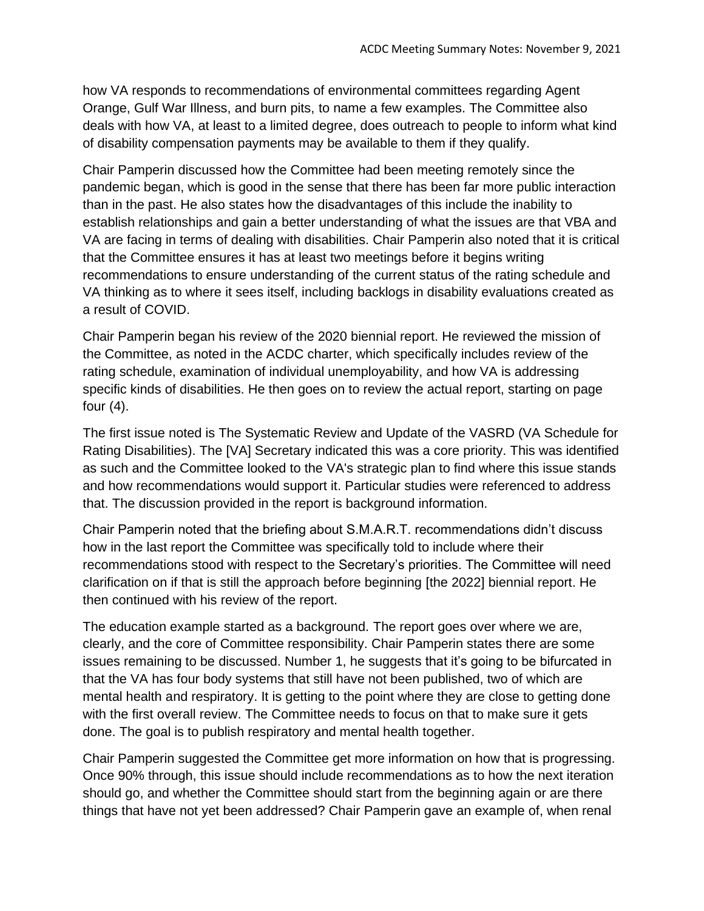how VA responds to recommendations of environmental committees regarding Agent Orange, Gulf War Illness, and burn pits, to name a few examples. The Committee also deals with how VA, at least to a limited degree, does outreach to people to inform what kind of disability compensation payments may be available to them if they qualify.

Chair Pamperin discussed how the Committee had been meeting remotely since the pandemic began, which is good in the sense that there has been far more public interaction than in the past. He also states how the disadvantages of this include the inability to establish relationships and gain a better understanding of what the issues are that VBA and VA are facing in terms of dealing with disabilities. Chair Pamperin also noted that it is critical that the Committee ensures it has at least two meetings before it begins writing recommendations to ensure understanding of the current status of the rating schedule and VA thinking as to where it sees itself, including backlogs in disability evaluations created as a result of COVID.

Chair Pamperin began his review of the 2020 biennial report. He reviewed the mission of the Committee, as noted in the ACDC charter, which specifically includes review of the rating schedule, examination of individual unemployability, and how VA is addressing specific kinds of disabilities. He then goes on to review the actual report, starting on page four (4).

The first issue noted is The Systematic Review and Update of the VASRD (VA Schedule for Rating Disabilities). The [VA] Secretary indicated this was a core priority. This was identified as such and the Committee looked to the VA's strategic plan to find where this issue stands and how recommendations would support it. Particular studies were referenced to address that. The discussion provided in the report is background information.

Chair Pamperin noted that the briefing about S.M.A.R.T. recommendations didn't discuss how in the last report the Committee was specifically told to include where their recommendations stood with respect to the Secretary's priorities. The Committee will need clarification on if that is still the approach before beginning [the 2022] biennial report. He then continued with his review of the report.

The education example started as a background. The report goes over where we are, clearly, and the core of Committee responsibility. Chair Pamperin states there are some issues remaining to be discussed. Number 1, he suggests that it's going to be bifurcated in that the VA has four body systems that still have not been published, two of which are mental health and respiratory. It is getting to the point where they are close to getting done with the first overall review. The Committee needs to focus on that to make sure it gets done. The goal is to publish respiratory and mental health together.

Chair Pamperin suggested the Committee get more information on how that is progressing. Once 90% through, this issue should include recommendations as to how the next iteration should go, and whether the Committee should start from the beginning again or are there things that have not yet been addressed? Chair Pamperin gave an example of, when renal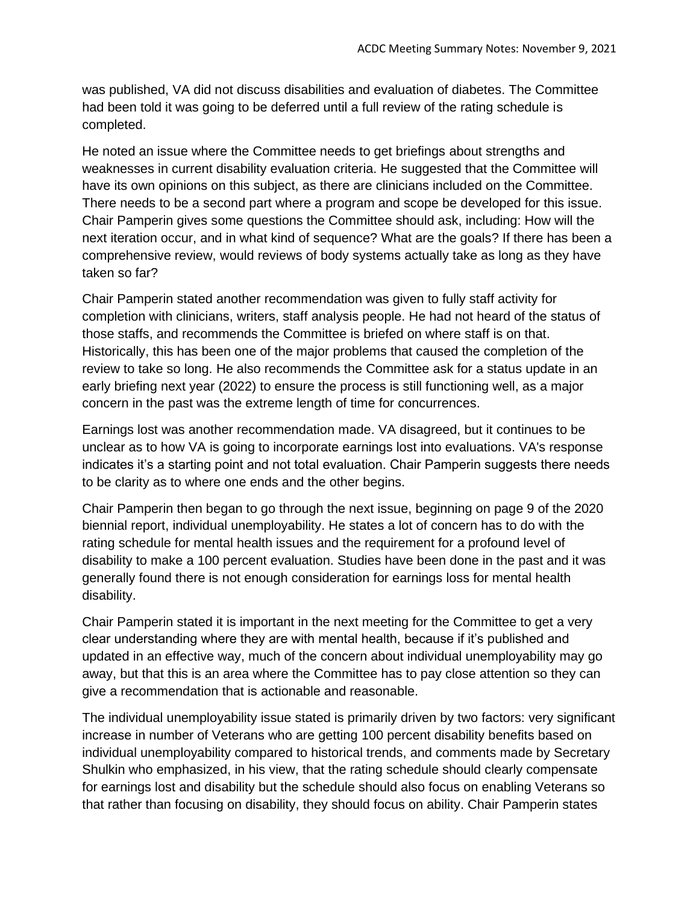was published, VA did not discuss disabilities and evaluation of diabetes. The Committee had been told it was going to be deferred until a full review of the rating schedule is completed.

He noted an issue where the Committee needs to get briefings about strengths and weaknesses in current disability evaluation criteria. He suggested that the Committee will have its own opinions on this subject, as there are clinicians included on the Committee. There needs to be a second part where a program and scope be developed for this issue. Chair Pamperin gives some questions the Committee should ask, including: How will the next iteration occur, and in what kind of sequence? What are the goals? If there has been a comprehensive review, would reviews of body systems actually take as long as they have taken so far?

Chair Pamperin stated another recommendation was given to fully staff activity for completion with clinicians, writers, staff analysis people. He had not heard of the status of those staffs, and recommends the Committee is briefed on where staff is on that. Historically, this has been one of the major problems that caused the completion of the review to take so long. He also recommends the Committee ask for a status update in an early briefing next year (2022) to ensure the process is still functioning well, as a major concern in the past was the extreme length of time for concurrences.

Earnings lost was another recommendation made. VA disagreed, but it continues to be unclear as to how VA is going to incorporate earnings lost into evaluations. VA's response indicates it's a starting point and not total evaluation. Chair Pamperin suggests there needs to be clarity as to where one ends and the other begins.

Chair Pamperin then began to go through the next issue, beginning on page 9 of the 2020 biennial report, individual unemployability. He states a lot of concern has to do with the rating schedule for mental health issues and the requirement for a profound level of disability to make a 100 percent evaluation. Studies have been done in the past and it was generally found there is not enough consideration for earnings loss for mental health disability.

Chair Pamperin stated it is important in the next meeting for the Committee to get a very clear understanding where they are with mental health, because if it's published and updated in an effective way, much of the concern about individual unemployability may go away, but that this is an area where the Committee has to pay close attention so they can give a recommendation that is actionable and reasonable.

The individual unemployability issue stated is primarily driven by two factors: very significant increase in number of Veterans who are getting 100 percent disability benefits based on individual unemployability compared to historical trends, and comments made by Secretary Shulkin who emphasized, in his view, that the rating schedule should clearly compensate for earnings lost and disability but the schedule should also focus on enabling Veterans so that rather than focusing on disability, they should focus on ability. Chair Pamperin states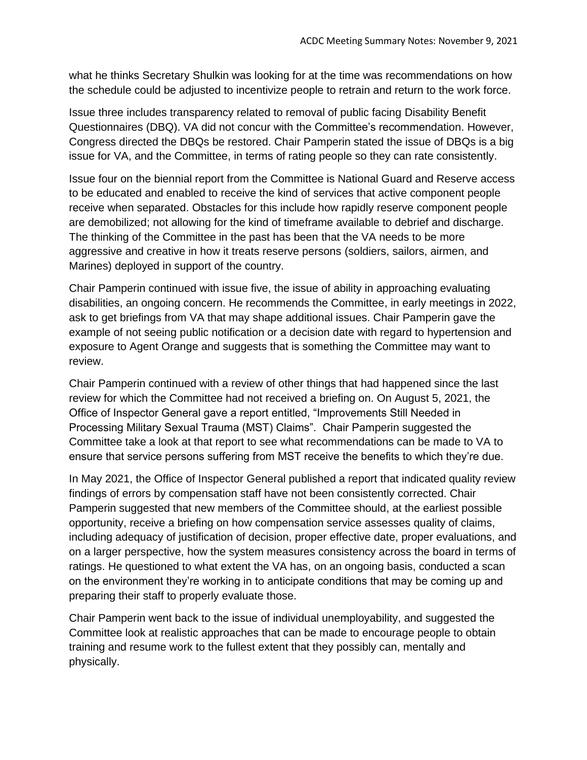what he thinks Secretary Shulkin was looking for at the time was recommendations on how the schedule could be adjusted to incentivize people to retrain and return to the work force.

Issue three includes transparency related to removal of public facing Disability Benefit Questionnaires (DBQ). VA did not concur with the Committee's recommendation. However, Congress directed the DBQs be restored. Chair Pamperin stated the issue of DBQs is a big issue for VA, and the Committee, in terms of rating people so they can rate consistently.

Issue four on the biennial report from the Committee is National Guard and Reserve access to be educated and enabled to receive the kind of services that active component people receive when separated. Obstacles for this include how rapidly reserve component people are demobilized; not allowing for the kind of timeframe available to debrief and discharge. The thinking of the Committee in the past has been that the VA needs to be more aggressive and creative in how it treats reserve persons (soldiers, sailors, airmen, and Marines) deployed in support of the country.

Chair Pamperin continued with issue five, the issue of ability in approaching evaluating disabilities, an ongoing concern. He recommends the Committee, in early meetings in 2022, ask to get briefings from VA that may shape additional issues. Chair Pamperin gave the example of not seeing public notification or a decision date with regard to hypertension and exposure to Agent Orange and suggests that is something the Committee may want to review.

Chair Pamperin continued with a review of other things that had happened since the last review for which the Committee had not received a briefing on. On August 5, 2021, the Office of Inspector General gave a report entitled, "Improvements Still Needed in Processing Military Sexual Trauma (MST) Claims". Chair Pamperin suggested the Committee take a look at that report to see what recommendations can be made to VA to ensure that service persons suffering from MST receive the benefits to which they're due.

In May 2021, the Office of Inspector General published a report that indicated quality review findings of errors by compensation staff have not been consistently corrected. Chair Pamperin suggested that new members of the Committee should, at the earliest possible opportunity, receive a briefing on how compensation service assesses quality of claims, including adequacy of justification of decision, proper effective date, proper evaluations, and on a larger perspective, how the system measures consistency across the board in terms of ratings. He questioned to what extent the VA has, on an ongoing basis, conducted a scan on the environment they're working in to anticipate conditions that may be coming up and preparing their staff to properly evaluate those.

Chair Pamperin went back to the issue of individual unemployability, and suggested the Committee look at realistic approaches that can be made to encourage people to obtain training and resume work to the fullest extent that they possibly can, mentally and physically.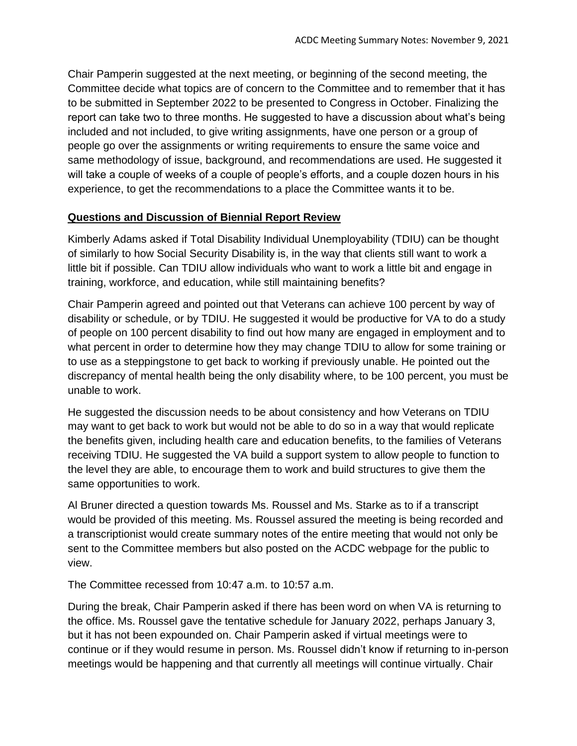Chair Pamperin suggested at the next meeting, or beginning of the second meeting, the Committee decide what topics are of concern to the Committee and to remember that it has to be submitted in September 2022 to be presented to Congress in October. Finalizing the report can take two to three months. He suggested to have a discussion about what's being included and not included, to give writing assignments, have one person or a group of people go over the assignments or writing requirements to ensure the same voice and same methodology of issue, background, and recommendations are used. He suggested it will take a couple of weeks of a couple of people's efforts, and a couple dozen hours in his experience, to get the recommendations to a place the Committee wants it to be.

## Questions and Discussion of Biennial Report Review

Kimberly Adams asked if Total Disability Individual Unemployability (TDIU) can be thought of similarly to how Social Security Disability is, in the way that clients still want to work a little bit if possible. Can TDIU allow individuals who want to work a little bit and engage in training, workforce, and education, while still maintaining benefits?

Chair Pamperin agreed and pointed out that Veterans can achieve 100 percent by way of disability or schedule, or by TDIU. He suggested it would be productive for VA to do a study of people on 100 percent disability to find out how many are engaged in employment and to what percent in order to determine how they may change TDIU to allow for some training or to use as a steppingstone to get back to working if previously unable. He pointed out the discrepancy of mental health being the only disability where, to be 100 percent, you must be unable to work.

He suggested the discussion needs to be about consistency and how Veterans on TDIU may want to get back to work but would not be able to do so in a way that would replicate the benefits given, including health care and education benefits, to the families of Veterans receiving TDIU. He suggested the VA build a support system to allow people to function to the level they are able, to encourage them to work and build structures to give them the same opportunities to work.

Al Bruner directed a question towards Ms. Roussel and Ms. Starke as to if a transcript would be provided of this meeting. Ms. Roussel assured the meeting is being recorded and a transcriptionist would create summary notes of the entire meeting that would not only be sent to the Committee members but also posted on the ACDC webpage for the public to view.

The Committee recessed from 10:47 a.m. to 10:57 a.m.

During the break, Chair Pamperin asked if there has been word on when VA is returning to the office. Ms. Roussel gave the tentative schedule for January 2022, perhaps January 3, but it has not been expounded on. Chair Pamperin asked if virtual meetings were to continue or if they would resume in person. Ms. Roussel didn't know if returning to in-person meetings would be happening and that currently all meetings will continue virtually. Chair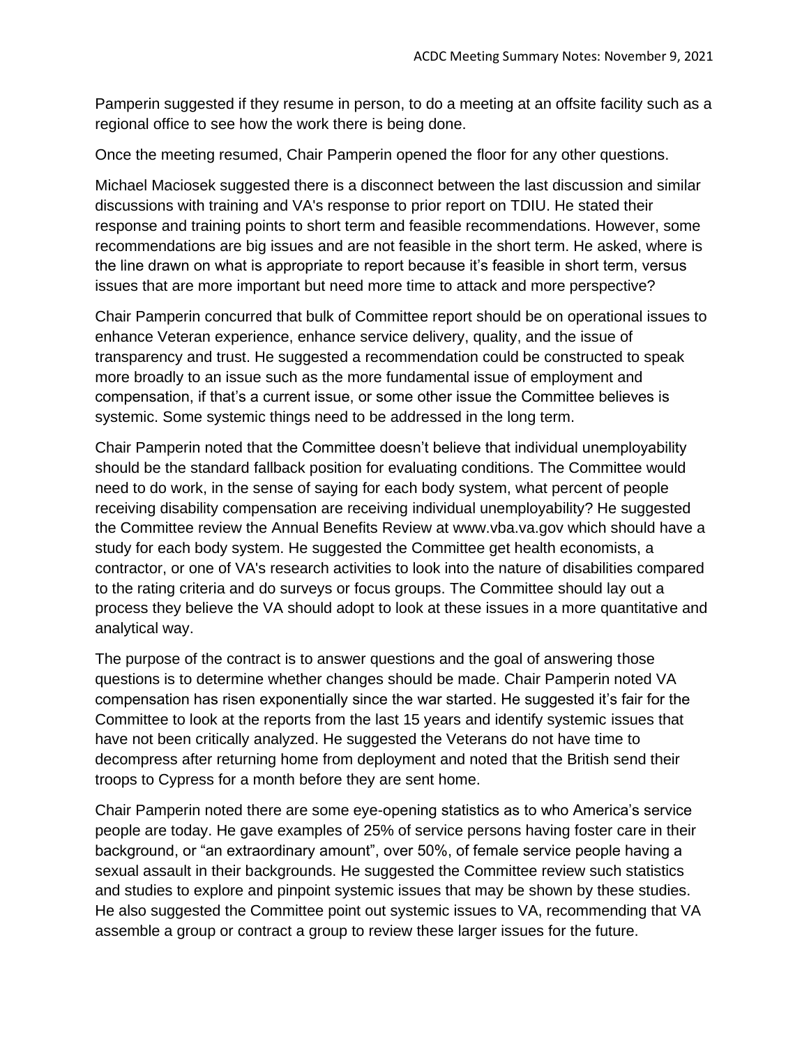Pamperin suggested if they resume in person, to do a meeting at an offsite facility such as a regional office to see how the work there is being done.

Once the meeting resumed, Chair Pamperin opened the floor for any other questions.

Michael Maciosek suggested there is a disconnect between the last discussion and similar discussions with training and VA's response to prior report on TDIU. He stated their response and training points to short term and feasible recommendations. However, some recommendations are big issues and are not feasible in the short term. He asked, where is the line drawn on what is appropriate to report because it's feasible in short term, versus issues that are more important but need more time to attack and more perspective?

Chair Pamperin concurred that bulk of Committee report should be on operational issues to enhance Veteran experience, enhance service delivery, quality, and the issue of transparency and trust. He suggested a recommendation could be constructed to speak more broadly to an issue such as the more fundamental issue of employment and compensation, if that's a current issue, or some other issue the Committee believes is systemic. Some systemic things need to be addressed in the long term.

Chair Pamperin noted that the Committee doesn't believe that individual unemployability should be the standard fallback position for evaluating conditions. The Committee would need to do work, in the sense of saying for each body system, what percent of people receiving disability compensation are receiving individual unemployability? He suggested the Committee review the Annual Benefits Review at www.vba.va.gov which should have a study for each body system. He suggested the Committee get health economists, a contractor, or one of VA's research activities to look into the nature of disabilities compared to the rating criteria and do surveys or focus groups. The Committee should lay out a process they believe the VA should adopt to look at these issues in a more quantitative and analytical way.

The purpose of the contract is to answer questions and the goal of answering those questions is to determine whether changes should be made. Chair Pamperin noted VA compensation has risen exponentially since the war started. He suggested it's fair for the Committee to look at the reports from the last 15 years and identify systemic issues that have not been critically analyzed. He suggested the Veterans do not have time to decompress after returning home from deployment and noted that the British send their troops to Cypress for a month before they are sent home.

Chair Pamperin noted there are some eye-opening statistics as to who America's service people are today. He gave examples of 25% of service persons having foster care in their background, or "an extraordinary amount", over 50%, of female service people having a sexual assault in their backgrounds. He suggested the Committee review such statistics and studies to explore and pinpoint systemic issues that may be shown by these studies. He also suggested the Committee point out systemic issues to VA, recommending that VA assemble a group or contract a group to review these larger issues for the future.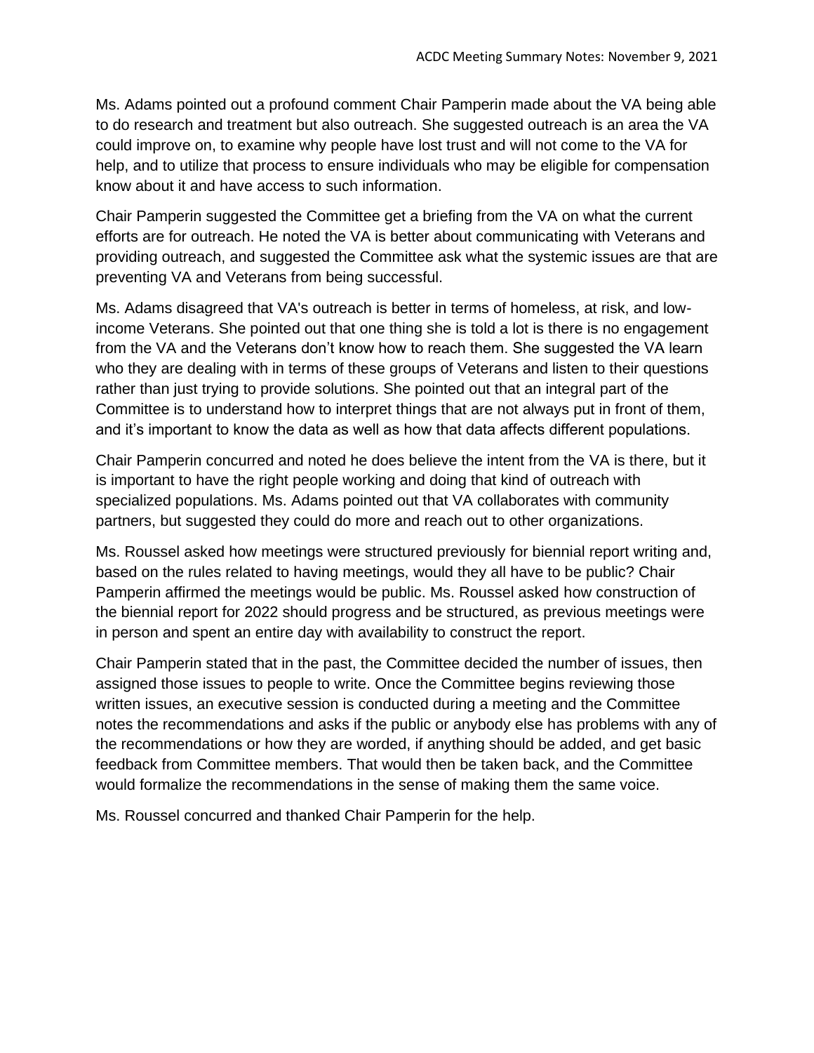Ms. Adams pointed out a profound comment Chair Pamperin made about the VA being able to do research and treatment but also outreach. She suggested outreach is an area the VA could improve on, to examine why people have lost trust and will not come to the VA for help, and to utilize that process to ensure individuals who may be eligible for compensation know about it and have access to such information.

Chair Pamperin suggested the Committee get a briefing from the VA on what the current efforts are for outreach. He noted the VA is better about communicating with Veterans and providing outreach, and suggested the Committee ask what the systemic issues are that are preventing VA and Veterans from being successful.

Ms. Adams disagreed that VA's outreach is better in terms of homeless, at risk, and low-income Veterans. She pointed out that one thing she is told a lot is there is no engagement from the VA and the Veterans don't know how to reach them. She suggested the VA learn who they are dealing with in terms of these groups of Veterans and listen to their questions rather than just trying to provide solutions. She pointed out that an integral part of the Committee is to understand how to interpret things that are not always put in front of them, and it's important to know the data as well as how that data affects different populations.

Chair Pamperin concurred and noted he does believe the intent from the VA is there, but it is important to have the right people working and doing that kind of outreach with specialized populations. Ms. Adams pointed out that VA collaborates with community partners, but suggested they could do more and reach out to other organizations.

Ms. Roussel asked how meetings were structured previously for biennial report writing and, based on the rules related to having meetings, would they all have to be public? Chair Pamperin affirmed the meetings would be public. Ms. Roussel asked how construction of the biennial report for 2022 should progress and be structured, as previous meetings were in person and spent an entire day with availability to construct the report.

Chair Pamperin stated that in the past, the Committee decided the number of issues, then assigned those issues to people to write. Once the Committee begins reviewing those written issues, an executive session is conducted during a meeting and the Committee notes the recommendations and asks if the public or anybody else has problems with any of the recommendations or how they are worded, if anything should be added, and get basic feedback from Committee members. That would then be taken back, and the Committee would formalize the recommendations in the sense of making them the same voice.

Ms. Roussel concurred and thanked Chair Pamperin for the help.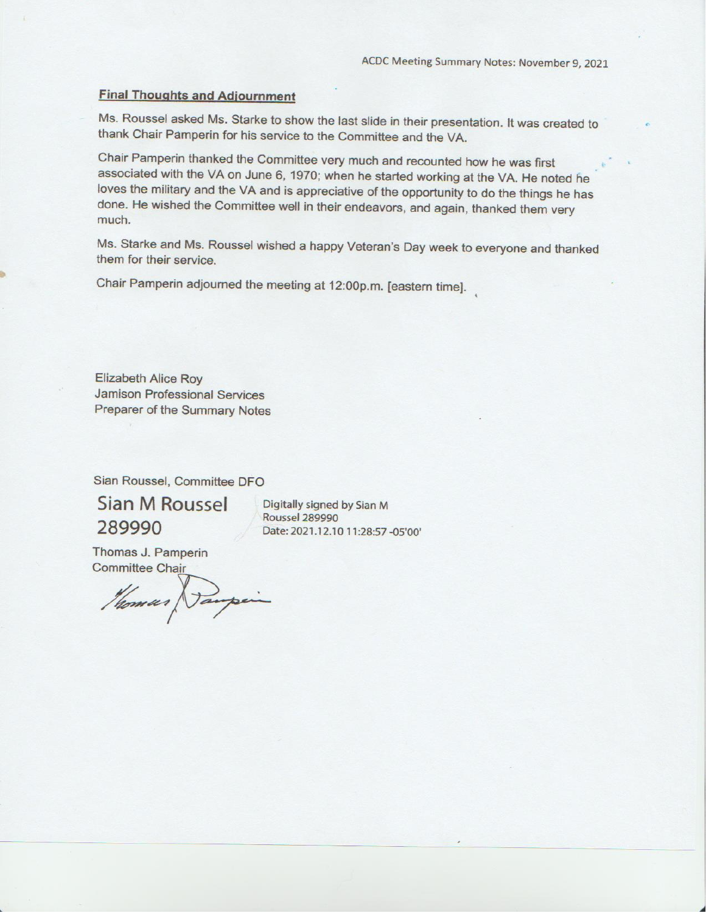## Final Thoughts and Adjournment

Ms. Roussel asked Ms. Starke to show the last slide in their presentation. It was created to thank Chair Pamperin for his service to the Committee and the VA.

Chair Pamperin thanked the Committee very much and recounted how he was first associated with the VA on June 6, 1970; when he started working at the VA. He noted he loves the military and the VA and is appreciative of the opportunity to do the things he has done. He wished the Committee well in their endeavors, and again, thanked them very much.

Ms. Starke and Ms. Roussel wished a happy Veteran's Day week to everyone and thanked them for their service.

Chair Pamperin adjourned the meeting at 12:00p.m. [eastern time].

Elizabeth Alice Roy
Jamison Professional Services
Preparer of the Summary Notes

Sian Roussel, Committee DFO

**Sian M Roussel 289990** Digitally signed by Sian M Roussel 289990 Date: 2021.12.10 11:28:57 -05'00'

Thomas J. Pamperin
Committee Chair

Thomas Pamperin